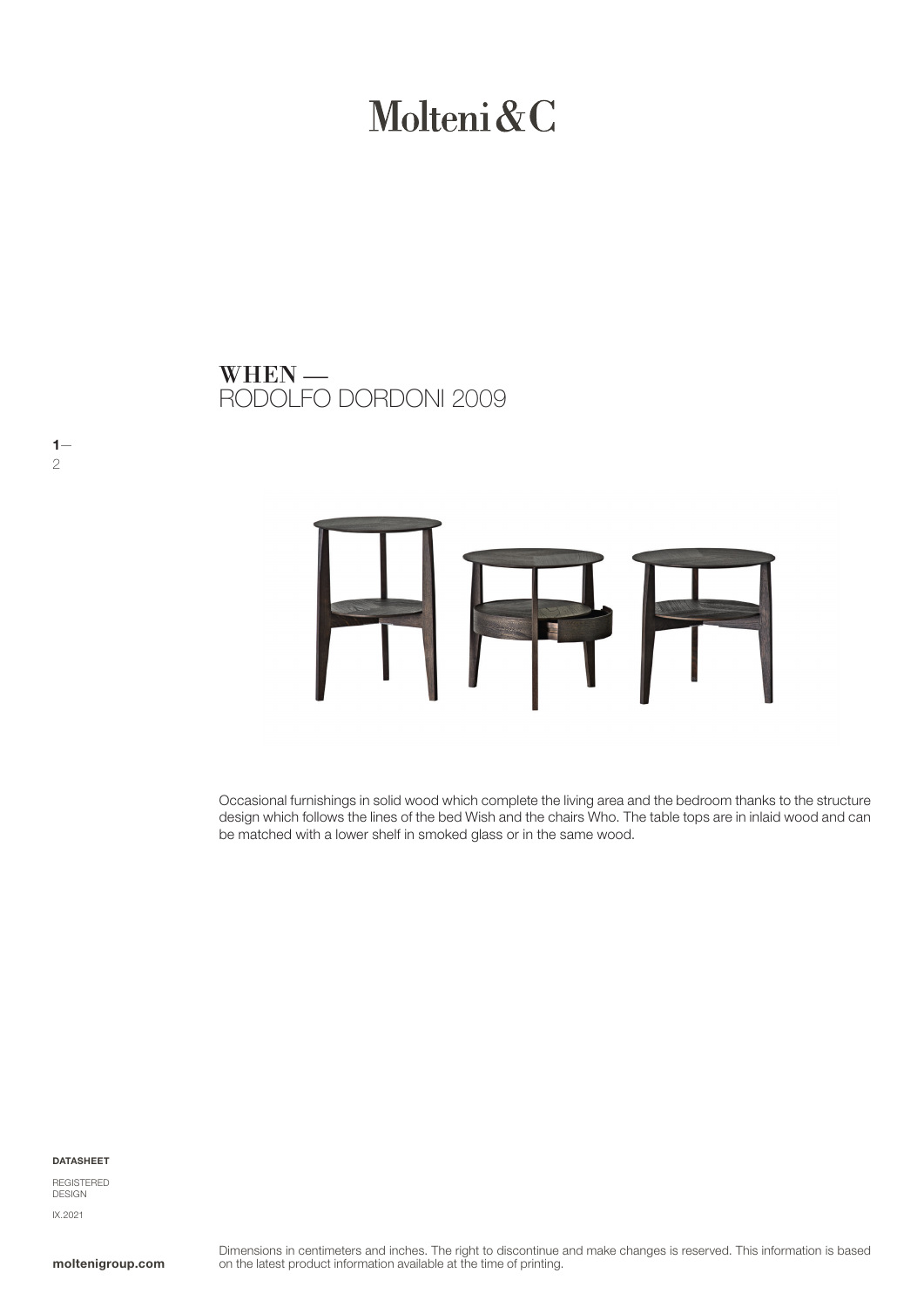# Molteni&C

## WHEN —
RODOLFO DORDONI 2009

Occasional furnishings in solid wood which complete the living area and the bedroom thanks to the structure design which follows the lines of the bed Wish and the chairs Who. The table tops are in inlaid wood and can be matched with a lower shelf in smoked glass or in the same wood.

**DATASHEET**

REGISTERED DESIGN

IX.2021

**moltenigroup.com**

Dimensions in centimeters and inches. The right to discontinue and make changes is reserved. This information is based on the latest product information available at the time of printing.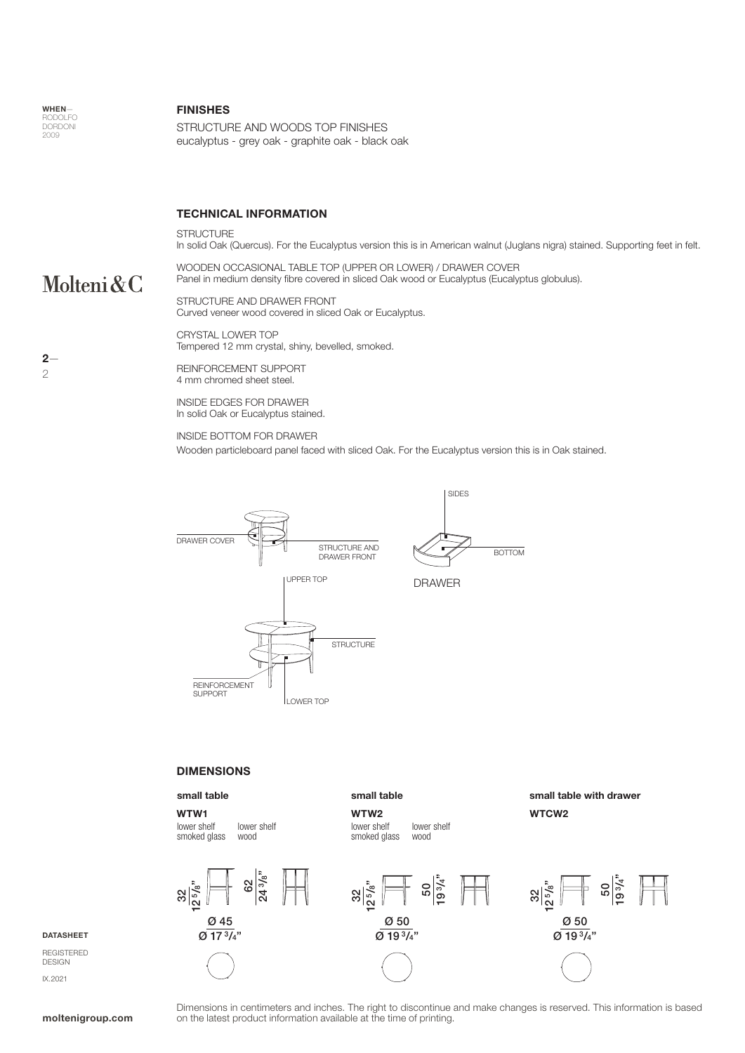WHEN—
RODOLFO DORDONI
2009

Molteni&C

## FINISHES

STRUCTURE AND WOODS TOP FINISHES
eucalyptus - grey oak - graphite oak - black oak

## TECHNICAL INFORMATION

STRUCTURE
In solid Oak (Quercus). For the Eucalyptus version this is in American walnut (Juglans nigra) stained. Supporting feet in felt.

WOODEN OCCASIONAL TABLE TOP (UPPER OR LOWER) / DRAWER COVER
Panel in medium density fibre covered in sliced Oak wood or Eucalyptus (Eucalyptus globulus).

STRUCTURE AND DRAWER FRONT
Curved veneer wood covered in sliced Oak or Eucalyptus.

CRYSTAL LOWER TOP
Tempered 12 mm crystal, shiny, bevelled, smoked.

REINFORCEMENT SUPPORT
4 mm chromed sheet steel.

INSIDE EDGES FOR DRAWER
In solid Oak or Eucalyptus stained.

INSIDE BOTTOM FOR DRAWER
Wooden particleboard panel faced with sliced Oak. For the Eucalyptus version this is in Oak stained.

DRAWER COVER
STRUCTURE AND DRAWER FRONT
SIDES
BOTTOM
DRAWER
UPPER TOP
STRUCTURE
REINFORCEMENT SUPPORT
LOWER TOP

## DIMENSIONS

**small table**

**WTW1**
lower shelf smoked glass — lower shelf wood

32 / 12 5/8"
62 / 24 3/8"
Ø 45 / Ø 17 3/4"

**small table**

**WTW2**
lower shelf smoked glass — lower shelf wood

32 / 12 5/8"
50 / 19 3/4"
Ø 50 / Ø 19 3/4"

**small table with drawer**

**WTCW2**

32 / 12 5/8"
50 / 19 3/4"
Ø 50 / Ø 19 3/4"

DATASHEET
REGISTERED DESIGN
IX.2021

moltenigroup.com

Dimensions in centimeters and inches. The right to discontinue and make changes is reserved. This information is based on the latest product information available at the time of printing.